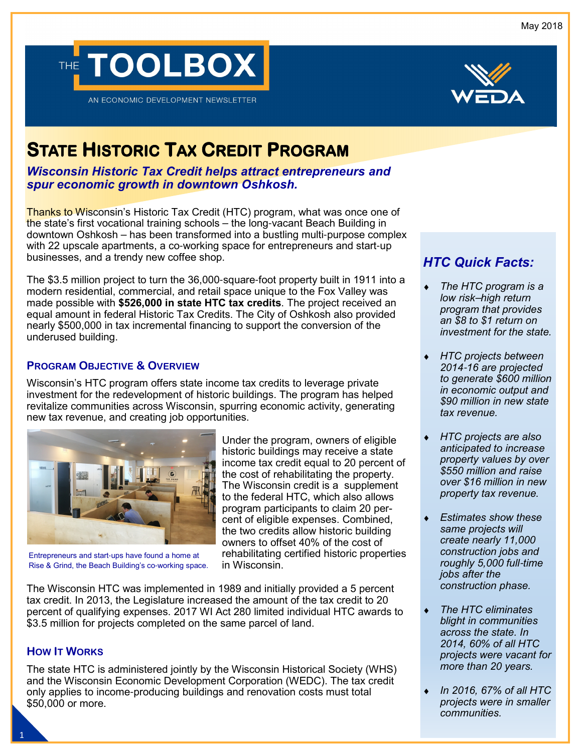May 2018

THE TOOLBOX

AN ECONOMIC DEVELOPMENT NEWSLETTER

WEDA

# State Historic Tax Credit Program

***Wisconsin Historic Tax Credit helps attract entrepreneurs and spur economic growth in downtown Oshkosh.***

Thanks to Wisconsin's Historic Tax Credit (HTC) program, what was once one of the state's first vocational training schools – the long-vacant Beach Building in downtown Oshkosh – has been transformed into a bustling multi-purpose complex with 22 upscale apartments, a co-working space for entrepreneurs and start-up businesses, and a trendy new coffee shop.

The $3.5 million project to turn the 36,000-square-foot property built in 1911 into a modern residential, commercial, and retail space unique to the Fox Valley was made possible with **$526,000 in state HTC tax credits**. The project received an equal amount in federal Historic Tax Credits. The City of Oshkosh also provided nearly $500,000 in tax incremental financing to support the conversion of the underused building.

## Program Objective & Overview

Wisconsin's HTC program offers state income tax credits to leverage private investment for the redevelopment of historic buildings. The program has helped revitalize communities across Wisconsin, spurring economic activity, generating new tax revenue, and creating job opportunities.

Entrepreneurs and start-ups have found a home at Rise & Grind, the Beach Building's co-working space.

Under the program, owners of eligible historic buildings may receive a state income tax credit equal to 20 percent of the cost of rehabilitating the property. The Wisconsin credit is a supplement to the federal HTC, which also allows program participants to claim 20 percent of eligible expenses. Combined, the two credits allow historic building owners to offset 40% of the cost of rehabilitating certified historic properties in Wisconsin.

The Wisconsin HTC was implemented in 1989 and initially provided a 5 percent tax credit. In 2013, the Legislature increased the amount of the tax credit to 20 percent of qualifying expenses. 2017 WI Act 280 limited individual HTC awards to $3.5 million for projects completed on the same parcel of land.

## How It Works

The state HTC is administered jointly by the Wisconsin Historical Society (WHS) and the Wisconsin Economic Development Corporation (WEDC). The tax credit only applies to income-producing buildings and renovation costs must total $50,000 or more.

## *HTC Quick Facts:*

- *The HTC program is a low risk–high return program that provides an $8 to $1 return on investment for the state.*
- *HTC projects between 2014-16 are projected to generate $600 million in economic output and $90 million in new state tax revenue.*
- *HTC projects are also anticipated to increase property values by over $550 million and raise over $16 million in new property tax revenue.*
- *Estimates show these same projects will create nearly 11,000 construction jobs and roughly 5,000 full-time jobs after the construction phase.*
- *The HTC eliminates blight in communities across the state. In 2014, 60% of all HTC projects were vacant for more than 20 years.*
- *In 2016, 67% of all HTC projects were in smaller communities.*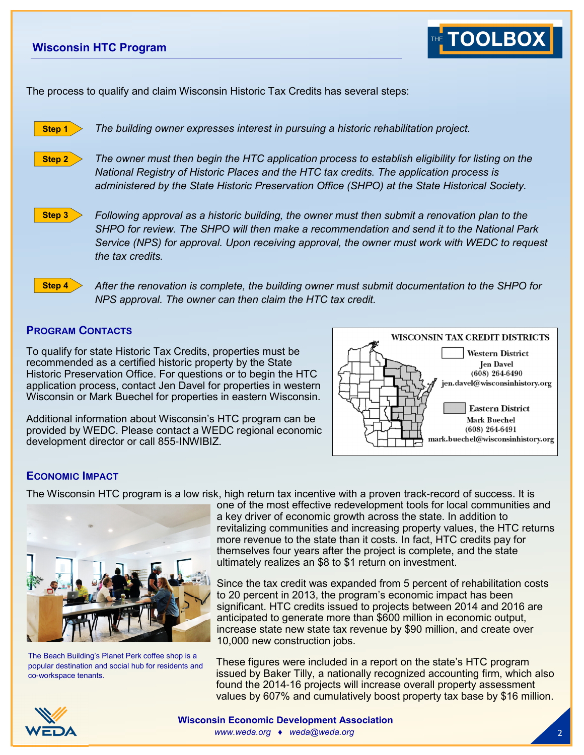## Wisconsin HTC Program

The process to qualify and claim Wisconsin Historic Tax Credits has several steps:

**Step 1** *The building owner expresses interest in pursuing a historic rehabilitation project.*

**Step 2** *The owner must then begin the HTC application process to establish eligibility for listing on the National Registry of Historic Places and the HTC tax credits. The application process is administered by the State Historic Preservation Office (SHPO) at the State Historical Society.*

**Step 3** *Following approval as a historic building, the owner must then submit a renovation plan to the SHPO for review. The SHPO will then make a recommendation and send it to the National Park Service (NPS) for approval. Upon receiving approval, the owner must work with WEDC to request the tax credits.*

**Step 4** *After the renovation is complete, the building owner must submit documentation to the SHPO for NPS approval. The owner can then claim the HTC tax credit.*

### Program Contacts

To qualify for state Historic Tax Credits, properties must be recommended as a certified historic property by the State Historic Preservation Office. For questions or to begin the HTC application process, contact Jen Davel for properties in western Wisconsin or Mark Buechel for properties in eastern Wisconsin.

Additional information about Wisconsin's HTC program can be provided by WEDC. Please contact a WEDC regional economic development director or call 855-INWIBIZ.

**WISCONSIN TAX CREDIT DISTRICTS**

Western District
Jen Davel
(608) 264-6490
jen.davel@wisconsinhistory.org

Eastern District
Mark Buechel
(608) 264-6491
mark.buechel@wisconsinhistory.org

### Economic Impact

The Wisconsin HTC program is a low risk, high return tax incentive with a proven track-record of success. It is one of the most effective redevelopment tools for local communities and a key driver of economic growth across the state. In addition to revitalizing communities and increasing property values, the HTC returns more revenue to the state than it costs. In fact, HTC credits pay for themselves four years after the project is complete, and the state ultimately realizes an $8 to $1 return on investment.

Since the tax credit was expanded from 5 percent of rehabilitation costs to 20 percent in 2013, the program's economic impact has been significant. HTC credits issued to projects between 2014 and 2016 are anticipated to generate more than $600 million in economic output, increase state new state tax revenue by $90 million, and create over 10,000 new construction jobs.

These figures were included in a report on the state's HTC program issued by Baker Tilly, a nationally recognized accounting firm, which also found the 2014-16 projects will increase overall property assessment values by 607% and cumulatively boost property tax base by $16 million.

The Beach Building's Planet Perk coffee shop is a popular destination and social hub for residents and co-workspace tenants.